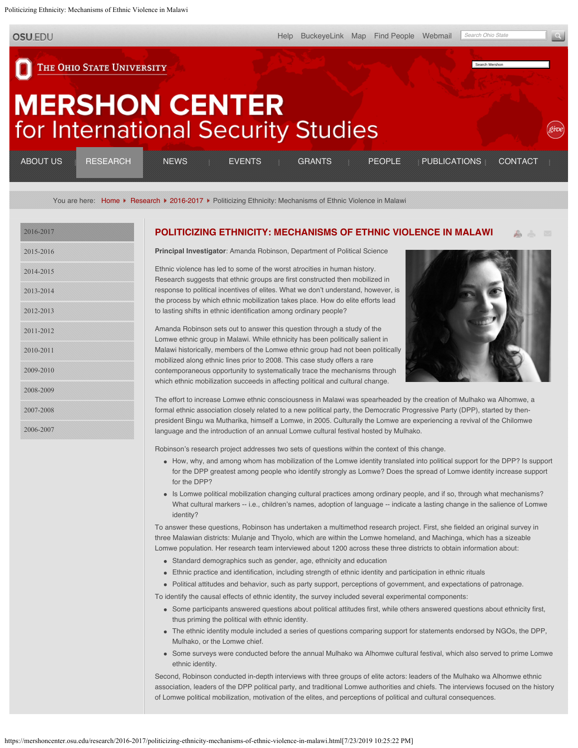# POLITICIZING ETHNICITY: MECHANISMS OF ETHNIC VIOLENCE IN MALAWI

**Principal Investigator**: Amanda Robinson, Department of Political Science

Ethnic violence has led to some of the worst atrocities in human history. Research suggests that ethnic groups are first constructed then mobilized in response to political incentives of elites. What we don't understand, however, is the process by which ethnic mobilization takes place. How do elite efforts lead to lasting shifts in ethnic identification among ordinary people?

Amanda Robinson sets out to answer this question through a study of the Lomwe ethnic group in Malawi. While ethnicity has been politically salient in Malawi historically, members of the Lomwe ethnic group had not been politically mobilized along ethnic lines prior to 2008. This case study offers a rare contemporaneous opportunity to systematically trace the mechanisms through which ethnic mobilization succeeds in affecting political and cultural change.

The effort to increase Lomwe ethnic consciousness in Malawi was spearheaded by the creation of Mulhako wa Alhomwe, a formal ethnic association closely related to a new political party, the Democratic Progressive Party (DPP), started by then-president Bingu wa Mutharika, himself a Lomwe, in 2005. Culturally the Lomwe are experiencing a revival of the Chilomwe language and the introduction of an annual Lomwe cultural festival hosted by Mulhako.

Robinson's research project addresses two sets of questions within the context of this change.

- How, why, and among whom has mobilization of the Lomwe identity translated into political support for the DPP? Is support for the DPP greatest among people who identify strongly as Lomwe? Does the spread of Lomwe identity increase support for the DPP?
- Is Lomwe political mobilization changing cultural practices among ordinary people, and if so, through what mechanisms? What cultural markers -- i.e., children's names, adoption of language -- indicate a lasting change in the salience of Lomwe identity?

To answer these questions, Robinson has undertaken a multimethod research project. First, she fielded an original survey in three Malawian districts: Mulanje and Thyolo, which are within the Lomwe homeland, and Machinga, which has a sizeable Lomwe population. Her research team interviewed about 1200 across these three districts to obtain information about:

- Standard demographics such as gender, age, ethnicity and education
- Ethnic practice and identification, including strength of ethnic identity and participation in ethnic rituals
- Political attitudes and behavior, such as party support, perceptions of government, and expectations of patronage.

To identify the causal effects of ethnic identity, the survey included several experimental components:

- Some participants answered questions about political attitudes first, while others answered questions about ethnicity first, thus priming the political with ethnic identity.
- The ethnic identity module included a series of questions comparing support for statements endorsed by NGOs, the DPP, Mulhako, or the Lomwe chief.
- Some surveys were conducted before the annual Mulhako wa Alhomwe cultural festival, which also served to prime Lomwe ethnic identity.

Second, Robinson conducted in-depth interviews with three groups of elite actors: leaders of the Mulhako wa Alhomwe ethnic association, leaders of the DPP political party, and traditional Lomwe authorities and chiefs. The interviews focused on the history of Lomwe political mobilization, motivation of the elites, and perceptions of political and cultural consequences.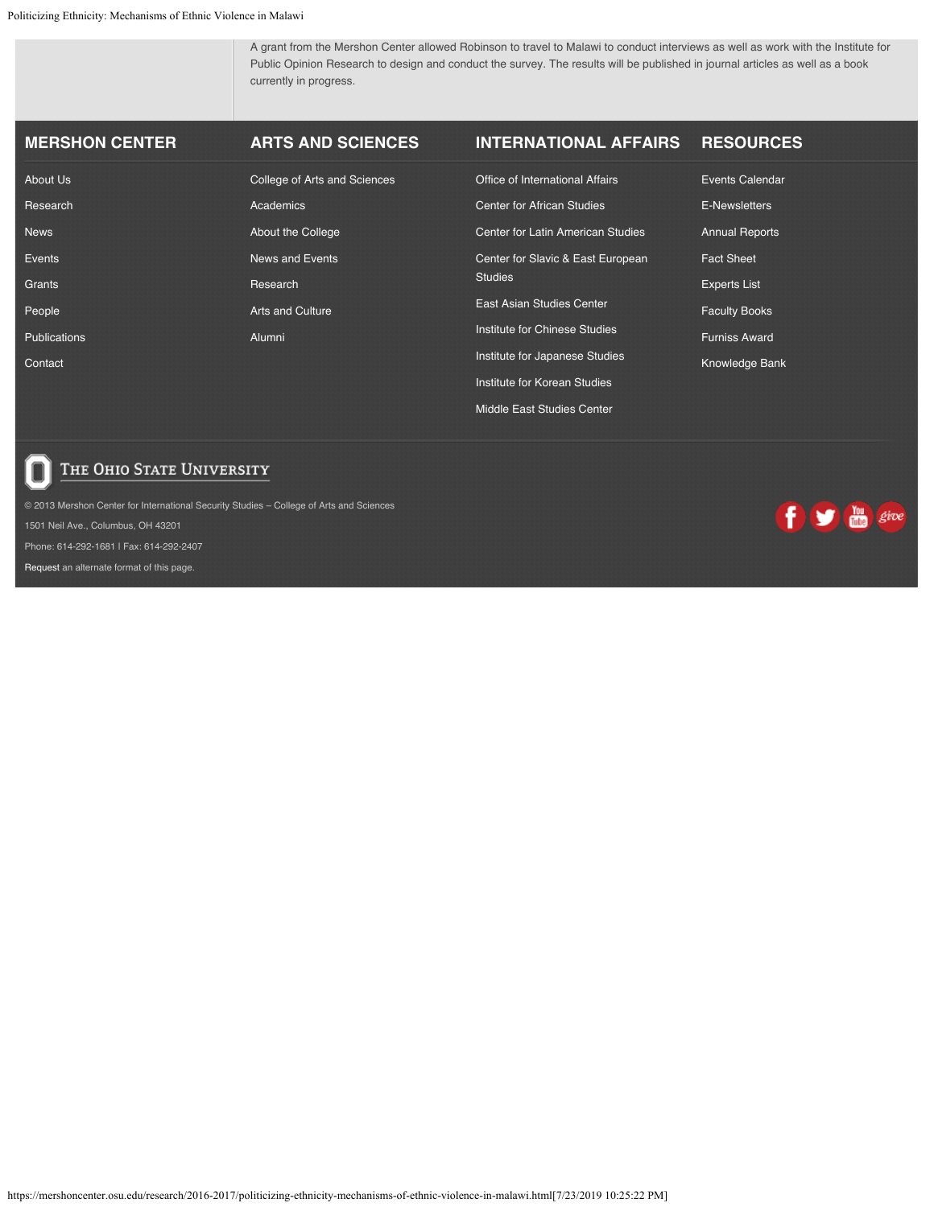A grant from the Mershon Center allowed Robinson to travel to Malawi to conduct interviews as well as work with the Institute for Public Opinion Research to design and conduct the survey. The results will be published in journal articles as well as a book currently in progress.

## MERSHON CENTER

- About Us
- Research
- News
- Events
- Grants
- People
- Publications
- Contact

## ARTS AND SCIENCES

- College of Arts and Sciences
- Academics
- About the College
- News and Events
- Research
- Arts and Culture
- Alumni

## INTERNATIONAL AFFAIRS

- Office of International Affairs
- Center for African Studies
- Center for Latin American Studies
- Center for Slavic & East European Studies
- East Asian Studies Center
- Institute for Chinese Studies
- Institute for Japanese Studies
- Institute for Korean Studies
- Middle East Studies Center

## RESOURCES

- Events Calendar
- E-Newsletters
- Annual Reports
- Fact Sheet
- Experts List
- Faculty Books
- Furniss Award
- Knowledge Bank

The Ohio State University

© 2013 Mershon Center for International Security Studies – College of Arts and Sciences

1501 Neil Ave., Columbus, OH 43201

Phone: 614-292-1681 | Fax: 614-292-2407

Request an alternate format of this page.